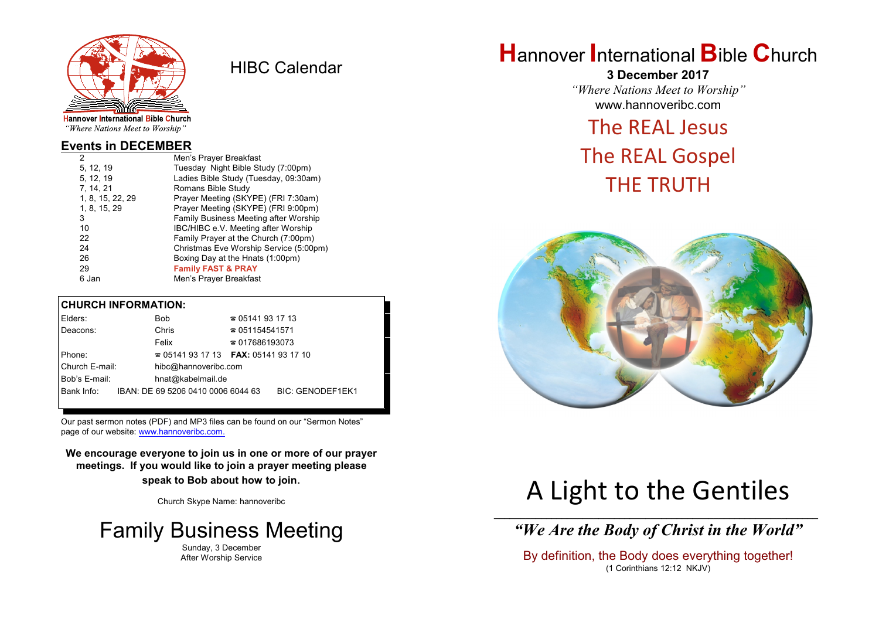Hannover International Bible Church
*"Where Nations Meet to Worship"*

# HIBC Calendar

## Events in DECEMBER

| | |
|---|---|
| 2 | Men's Prayer Breakfast |
| 5, 12, 19 | Tuesday Night Bible Study (7:00pm) |
| 5, 12, 19 | Ladies Bible Study (Tuesday, 09:30am) |
| 7, 14, 21 | Romans Bible Study |
| 1, 8, 15, 22, 29 | Prayer Meeting (SKYPE) (FRI 7:30am) |
| 1, 8, 15, 29 | Prayer Meeting (SKYPE) (FRI 9:00pm) |
| 3 | Family Business Meeting after Worship |
| 10 | IBC/HIBC e.V. Meeting after Worship |
| 22 | Family Prayer at the Church (7:00pm) |
| 24 | Christmas Eve Worship Service (5:00pm) |
| 26 | Boxing Day at the Hnats (1:00pm) |
| 29 | **Family FAST & PRAY** |
| 6 Jan | Men's Prayer Breakfast |

**CHURCH INFORMATION:**

| | | |
|---|---|---|
| Elders: | Bob | ☎ 05141 93 17 13 |
| Deacons: | Chris | ☎ 051154541571 |
| | Felix | ☎ 017686193073 |
| Phone: | ☎ 05141 93 17 13 | **FAX:** 05141 93 17 10 |
| Church E-mail: | hibc@hannoveribc.com | |
| Bob's E-mail: | hnat@kabelmail.de | |
| Bank Info: | IBAN: DE 69 5206 0410 0006 6044 63 | BIC: GENODEF1EK1 |

Our past sermon notes (PDF) and MP3 files can be found on our "Sermon Notes" page of our website: www.hannoveribc.com.

**We encourage everyone to join us in one or more of our prayer meetings. If you would like to join a prayer meeting please speak to Bob about how to join.**

Church Skype Name: hannoveribc

# Family Business Meeting

Sunday, 3 December
After Worship Service

# Hannover International Bible Church

**3 December 2017**

*"Where Nations Meet to Worship"*

www.hannoveribc.com

## The REAL Jesus
## The REAL Gospel
## THE TRUTH

# A Light to the Gentiles

***"We Are the Body of Christ in the World"***

By definition, the Body does everything together!
(1 Corinthians 12:12 NKJV)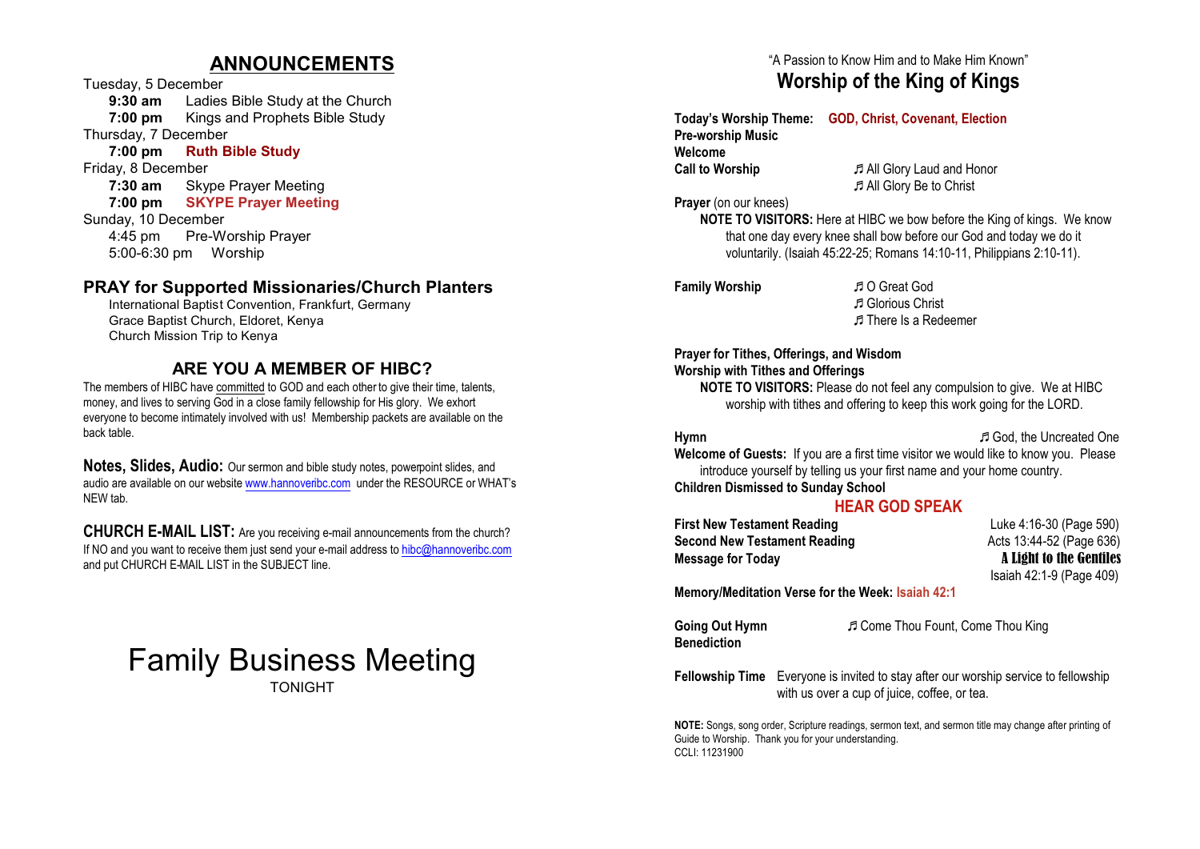## ANNOUNCEMENTS

Tuesday, 5 December

- **9:30 am** Ladies Bible Study at the Church
- **7:00 pm** Kings and Prophets Bible Study

Thursday, 7 December

- **7:00 pm** **Ruth Bible Study**

Friday, 8 December

- **7:30 am** Skype Prayer Meeting
- **7:00 pm** **SKYPE Prayer Meeting**

Sunday, 10 December

- 4:45 pm Pre-Worship Prayer
- 5:00-6:30 pm Worship

### PRAY for Supported Missionaries/Church Planters

International Baptist Convention, Frankfurt, Germany
Grace Baptist Church, Eldoret, Kenya
Church Mission Trip to Kenya

### ARE YOU A MEMBER OF HIBC?

The members of HIBC have committed to GOD and each other to give their time, talents, money, and lives to serving God in a close family fellowship for His glory. We exhort everyone to become intimately involved with us! Membership packets are available on the back table.

**Notes, Slides, Audio:** Our sermon and bible study notes, powerpoint slides, and audio are available on our website www.hannoveribc.com under the RESOURCE or WHAT's NEW tab.

**CHURCH E-MAIL LIST:** Are you receiving e-mail announcements from the church? If NO and you want to receive them just send your e-mail address to hibc@hannoveribc.com and put CHURCH E-MAIL LIST in the SUBJECT line.

# Family Business Meeting

TONIGHT

"A Passion to Know Him and to Make Him Known"

# Worship of the King of Kings

**Today's Worship Theme:** **GOD, Christ, Covenant, Election**

**Pre-worship Music**

**Welcome**

**Call to Worship** ♬ All Glory Laud and Honor
♬ All Glory Be to Christ

**Prayer** (on our knees)

**NOTE TO VISITORS:** Here at HIBC we bow before the King of kings. We know that one day every knee shall bow before our God and today we do it voluntarily. (Isaiah 45:22-25; Romans 14:10-11, Philippians 2:10-11).

**Family Worship** ♬ O Great God
♬ Glorious Christ
♬ There Is a Redeemer

**Prayer for Tithes, Offerings, and Wisdom**

**Worship with Tithes and Offerings**

**NOTE TO VISITORS:** Please do not feel any compulsion to give. We at HIBC worship with tithes and offering to keep this work going for the LORD.

**Hymn** ♬ God, the Uncreated One

**Welcome of Guests:** If you are a first time visitor we would like to know you. Please introduce yourself by telling us your first name and your home country.

**Children Dismissed to Sunday School**

## HEAR GOD SPEAK

**First New Testament Reading** Luke 4:16-30 (Page 590)

**Second New Testament Reading** Acts 13:44-52 (Page 636)

**Message for Today** **A Light to the Gentiles**
Isaiah 42:1-9 (Page 409)

**Memory/Meditation Verse for the Week:** **Isaiah 42:1**

**Going Out Hymn** ♬ Come Thou Fount, Come Thou King

**Benediction**

**Fellowship Time** Everyone is invited to stay after our worship service to fellowship with us over a cup of juice, coffee, or tea.

**NOTE:** Songs, song order, Scripture readings, sermon text, and sermon title may change after printing of Guide to Worship. Thank you for your understanding.
CCLI: 11231900